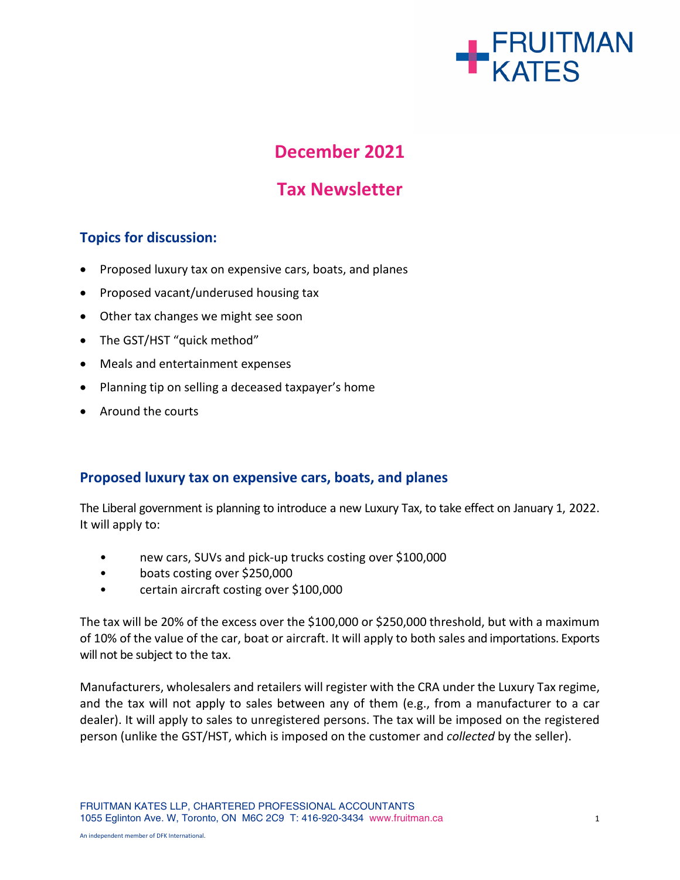# December 2021

# Tax Newsletter

## Topics for discussion:

- Proposed luxury tax on expensive cars, boats, and planes
- Proposed vacant/underused housing tax
- Other tax changes we might see soon
- The GST/HST "quick method"
- Meals and entertainment expenses
- Planning tip on selling a deceased taxpayer's home
- Around the courts

## Proposed luxury tax on expensive cars, boats, and planes

The Liberal government is planning to introduce a new Luxury Tax, to take effect on January 1, 2022. It will apply to:

- new cars, SUVs and pick-up trucks costing over $100,000
- boats costing over $250,000
- certain aircraft costing over $100,000

The tax will be 20% of the excess over the $100,000 or $250,000 threshold, but with a maximum of 10% of the value of the car, boat or aircraft. It will apply to both sales and importations. Exports will not be subject to the tax.

Manufacturers, wholesalers and retailers will register with the CRA under the Luxury Tax regime, and the tax will not apply to sales between any of them (e.g., from a manufacturer to a car dealer). It will apply to sales to unregistered persons. The tax will be imposed on the registered person (unlike the GST/HST, which is imposed on the customer and *collected* by the seller).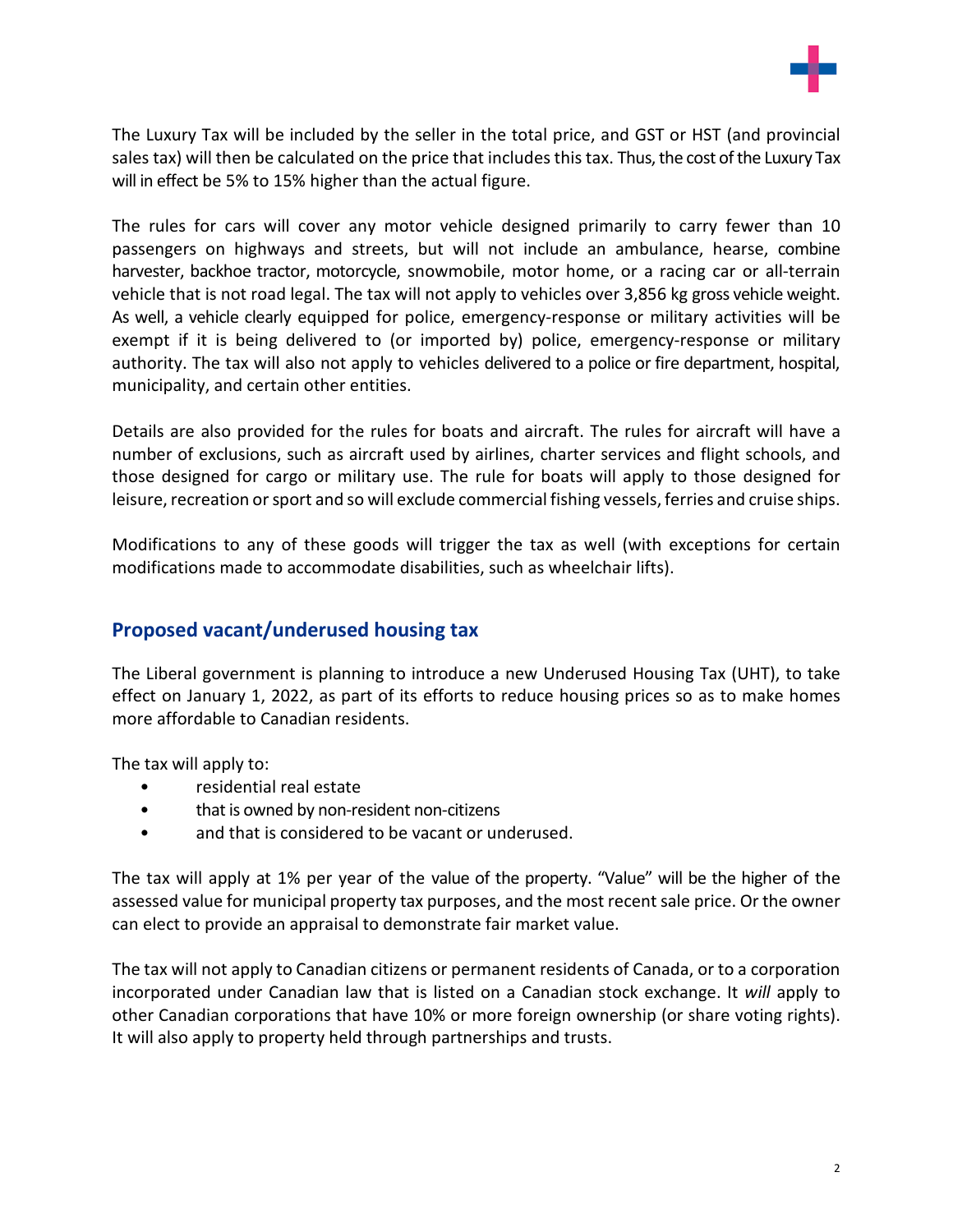The Luxury Tax will be included by the seller in the total price, and GST or HST (and provincial sales tax) will then be calculated on the price that includes this tax. Thus, the cost of the Luxury Tax will in effect be 5% to 15% higher than the actual figure.

The rules for cars will cover any motor vehicle designed primarily to carry fewer than 10 passengers on highways and streets, but will not include an ambulance, hearse, combine harvester, backhoe tractor, motorcycle, snowmobile, motor home, or a racing car or all-terrain vehicle that is not road legal. The tax will not apply to vehicles over 3,856 kg gross vehicle weight. As well, a vehicle clearly equipped for police, emergency-response or military activities will be exempt if it is being delivered to (or imported by) police, emergency-response or military authority. The tax will also not apply to vehicles delivered to a police or fire department, hospital, municipality, and certain other entities.

Details are also provided for the rules for boats and aircraft. The rules for aircraft will have a number of exclusions, such as aircraft used by airlines, charter services and flight schools, and those designed for cargo or military use. The rule for boats will apply to those designed for leisure, recreation or sport and so will exclude commercial fishing vessels, ferries and cruise ships.

Modifications to any of these goods will trigger the tax as well (with exceptions for certain modifications made to accommodate disabilities, such as wheelchair lifts).

## Proposed vacant/underused housing tax

The Liberal government is planning to introduce a new Underused Housing Tax (UHT), to take effect on January 1, 2022, as part of its efforts to reduce housing prices so as to make homes more affordable to Canadian residents.

The tax will apply to:

- residential real estate
- that is owned by non-resident non-citizens
- and that is considered to be vacant or underused.

The tax will apply at 1% per year of the value of the property. "Value" will be the higher of the assessed value for municipal property tax purposes, and the most recent sale price. Or the owner can elect to provide an appraisal to demonstrate fair market value.

The tax will not apply to Canadian citizens or permanent residents of Canada, or to a corporation incorporated under Canadian law that is listed on a Canadian stock exchange. It *will* apply to other Canadian corporations that have 10% or more foreign ownership (or share voting rights). It will also apply to property held through partnerships and trusts.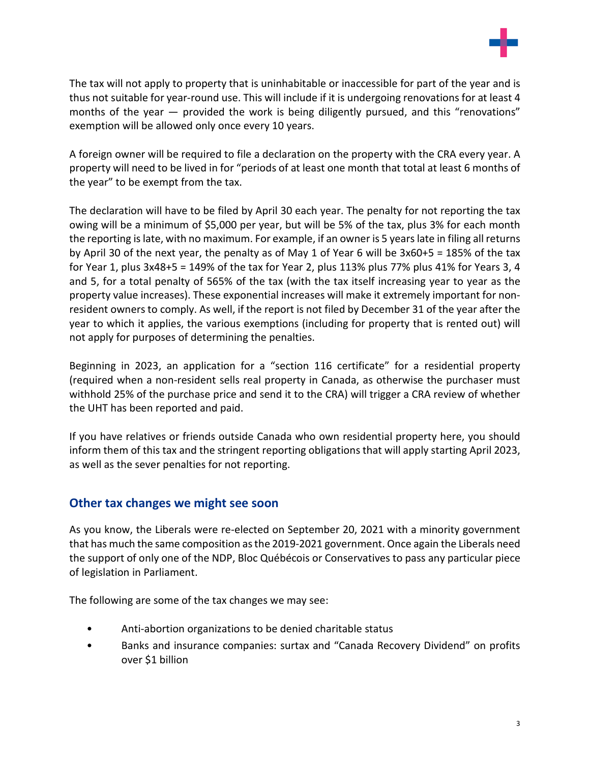The tax will not apply to property that is uninhabitable or inaccessible for part of the year and is thus not suitable for year-round use. This will include if it is undergoing renovations for at least 4 months of the year — provided the work is being diligently pursued, and this "renovations" exemption will be allowed only once every 10 years.

A foreign owner will be required to file a declaration on the property with the CRA every year. A property will need to be lived in for "periods of at least one month that total at least 6 months of the year" to be exempt from the tax.

The declaration will have to be filed by April 30 each year. The penalty for not reporting the tax owing will be a minimum of $5,000 per year, but will be 5% of the tax, plus 3% for each month the reporting is late, with no maximum. For example, if an owner is 5 years late in filing all returns by April 30 of the next year, the penalty as of May 1 of Year 6 will be 3x60+5 = 185% of the tax for Year 1, plus 3x48+5 = 149% of the tax for Year 2, plus 113% plus 77% plus 41% for Years 3, 4 and 5, for a total penalty of 565% of the tax (with the tax itself increasing year to year as the property value increases). These exponential increases will make it extremely important for non-resident owners to comply. As well, if the report is not filed by December 31 of the year after the year to which it applies, the various exemptions (including for property that is rented out) will not apply for purposes of determining the penalties.

Beginning in 2023, an application for a "section 116 certificate" for a residential property (required when a non-resident sells real property in Canada, as otherwise the purchaser must withhold 25% of the purchase price and send it to the CRA) will trigger a CRA review of whether the UHT has been reported and paid.

If you have relatives or friends outside Canada who own residential property here, you should inform them of this tax and the stringent reporting obligations that will apply starting April 2023, as well as the sever penalties for not reporting.

## Other tax changes we might see soon

As you know, the Liberals were re-elected on September 20, 2021 with a minority government that has much the same composition as the 2019-2021 government. Once again the Liberals need the support of only one of the NDP, Bloc Québécois or Conservatives to pass any particular piece of legislation in Parliament.

The following are some of the tax changes we may see:

- Anti-abortion organizations to be denied charitable status
- Banks and insurance companies: surtax and "Canada Recovery Dividend" on profits over $1 billion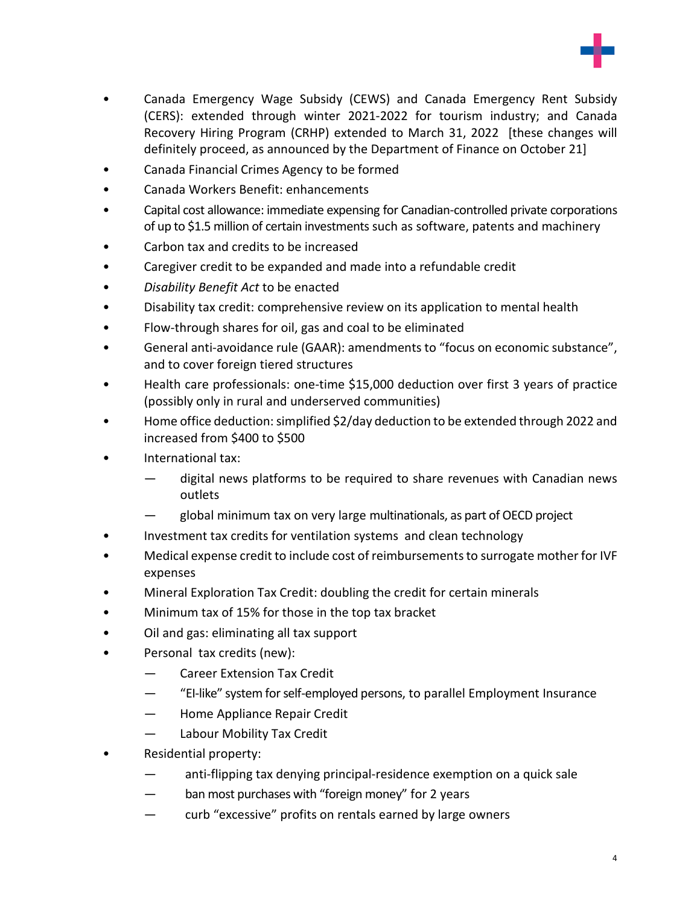- Canada Emergency Wage Subsidy (CEWS) and Canada Emergency Rent Subsidy (CERS): extended through winter 2021-2022 for tourism industry; and Canada Recovery Hiring Program (CRHP) extended to March 31, 2022 [these changes will definitely proceed, as announced by the Department of Finance on October 21]
- Canada Financial Crimes Agency to be formed
- Canada Workers Benefit: enhancements
- Capital cost allowance: immediate expensing for Canadian-controlled private corporations of up to $1.5 million of certain investments such as software, patents and machinery
- Carbon tax and credits to be increased
- Caregiver credit to be expanded and made into a refundable credit
- *Disability Benefit Act* to be enacted
- Disability tax credit: comprehensive review on its application to mental health
- Flow-through shares for oil, gas and coal to be eliminated
- General anti-avoidance rule (GAAR): amendments to "focus on economic substance", and to cover foreign tiered structures
- Health care professionals: one-time $15,000 deduction over first 3 years of practice (possibly only in rural and underserved communities)
- Home office deduction: simplified $2/day deduction to be extended through 2022 and increased from $400 to $500
- International tax:
  - digital news platforms to be required to share revenues with Canadian news outlets
  - global minimum tax on very large multinationals, as part of OECD project
- Investment tax credits for ventilation systems and clean technology
- Medical expense credit to include cost of reimbursements to surrogate mother for IVF expenses
- Mineral Exploration Tax Credit: doubling the credit for certain minerals
- Minimum tax of 15% for those in the top tax bracket
- Oil and gas: eliminating all tax support
- Personal tax credits (new):
  - Career Extension Tax Credit
  - "EI-like" system for self-employed persons, to parallel Employment Insurance
  - Home Appliance Repair Credit
  - Labour Mobility Tax Credit
- Residential property:
  - anti-flipping tax denying principal-residence exemption on a quick sale
  - ban most purchases with "foreign money" for 2 years
  - curb "excessive" profits on rentals earned by large owners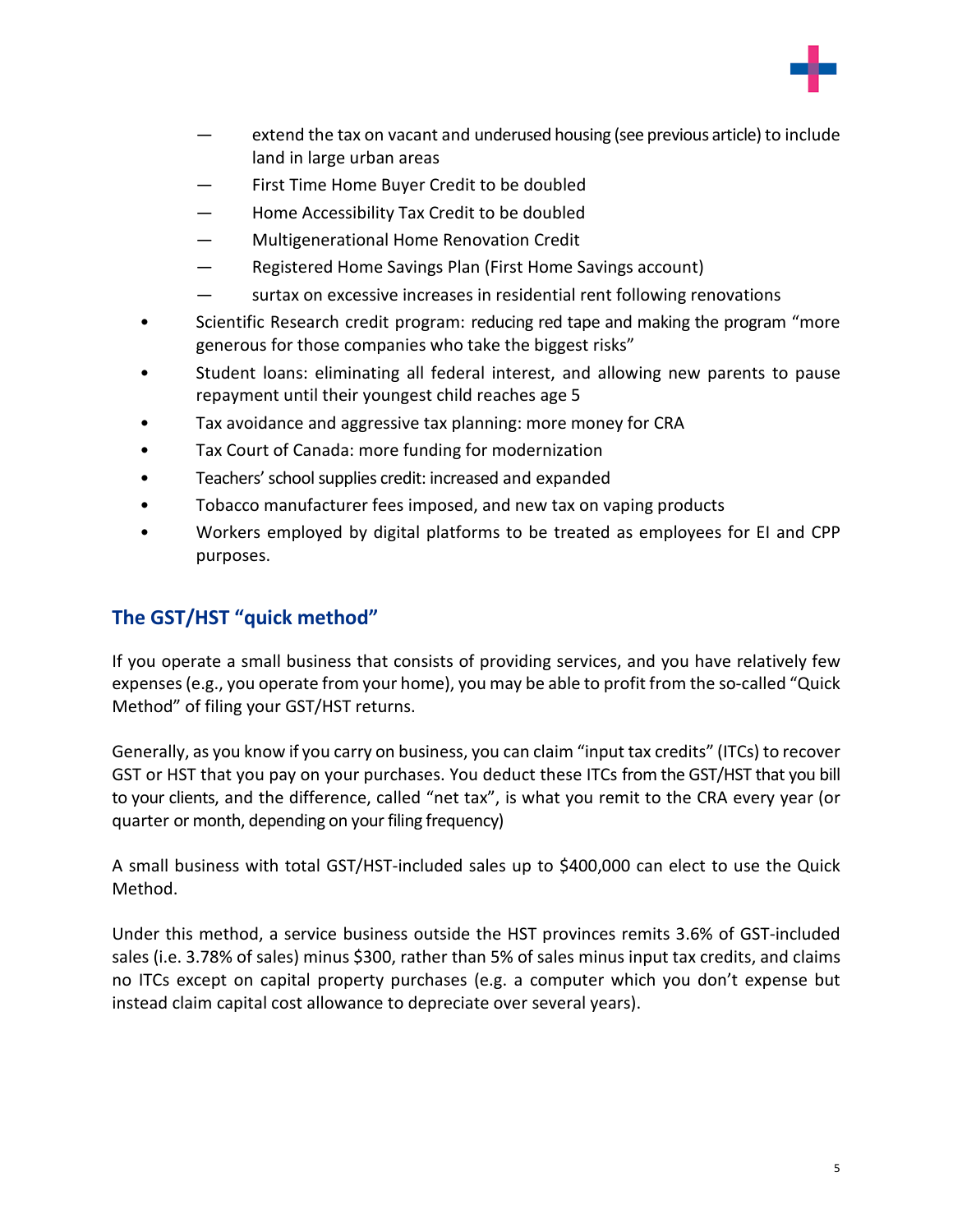- extend the tax on vacant and underused housing (see previous article) to include land in large urban areas
  - First Time Home Buyer Credit to be doubled
  - Home Accessibility Tax Credit to be doubled
  - Multigenerational Home Renovation Credit
  - Registered Home Savings Plan (First Home Savings account)
  - surtax on excessive increases in residential rent following renovations
- Scientific Research credit program: reducing red tape and making the program "more generous for those companies who take the biggest risks"
- Student loans: eliminating all federal interest, and allowing new parents to pause repayment until their youngest child reaches age 5
- Tax avoidance and aggressive tax planning: more money for CRA
- Tax Court of Canada: more funding for modernization
- Teachers' school supplies credit: increased and expanded
- Tobacco manufacturer fees imposed, and new tax on vaping products
- Workers employed by digital platforms to be treated as employees for EI and CPP purposes.

## The GST/HST "quick method"

If you operate a small business that consists of providing services, and you have relatively few expenses (e.g., you operate from your home), you may be able to profit from the so-called "Quick Method" of filing your GST/HST returns.

Generally, as you know if you carry on business, you can claim "input tax credits" (ITCs) to recover GST or HST that you pay on your purchases. You deduct these ITCs from the GST/HST that you bill to your clients, and the difference, called "net tax", is what you remit to the CRA every year (or quarter or month, depending on your filing frequency)

A small business with total GST/HST-included sales up to $400,000 can elect to use the Quick Method.

Under this method, a service business outside the HST provinces remits 3.6% of GST-included sales (i.e. 3.78% of sales) minus $300, rather than 5% of sales minus input tax credits, and claims no ITCs except on capital property purchases (e.g. a computer which you don't expense but instead claim capital cost allowance to depreciate over several years).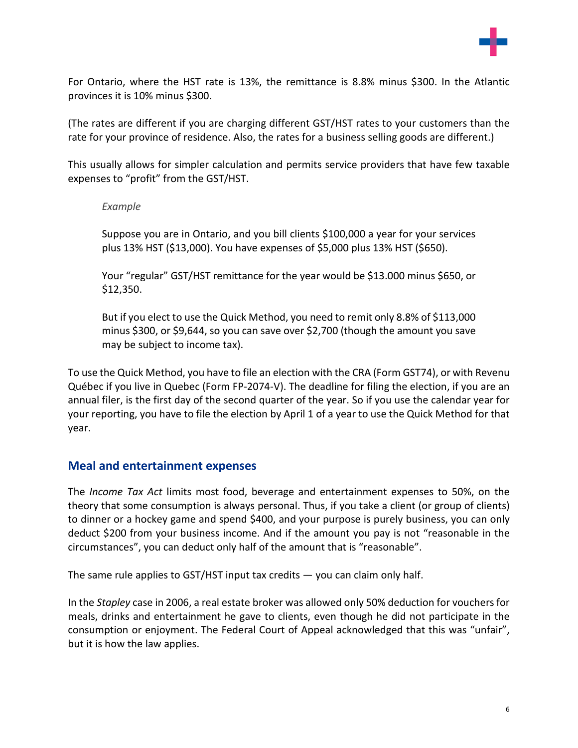For Ontario, where the HST rate is 13%, the remittance is 8.8% minus $300. In the Atlantic provinces it is 10% minus $300.

(The rates are different if you are charging different GST/HST rates to your customers than the rate for your province of residence. Also, the rates for a business selling goods are different.)

This usually allows for simpler calculation and permits service providers that have few taxable expenses to "profit" from the GST/HST.

> *Example*
>
> Suppose you are in Ontario, and you bill clients $100,000 a year for your services plus 13% HST ($13,000). You have expenses of $5,000 plus 13% HST ($650).
>
> Your "regular" GST/HST remittance for the year would be $13.000 minus $650, or $12,350.
>
> But if you elect to use the Quick Method, you need to remit only 8.8% of $113,000 minus $300, or $9,644, so you can save over $2,700 (though the amount you save may be subject to income tax).

To use the Quick Method, you have to file an election with the CRA (Form GST74), or with Revenu Québec if you live in Quebec (Form FP-2074-V). The deadline for filing the election, if you are an annual filer, is the first day of the second quarter of the year. So if you use the calendar year for your reporting, you have to file the election by April 1 of a year to use the Quick Method for that year.

## Meal and entertainment expenses

The *Income Tax Act* limits most food, beverage and entertainment expenses to 50%, on the theory that some consumption is always personal. Thus, if you take a client (or group of clients) to dinner or a hockey game and spend $400, and your purpose is purely business, you can only deduct $200 from your business income. And if the amount you pay is not "reasonable in the circumstances", you can deduct only half of the amount that is "reasonable".

The same rule applies to GST/HST input tax credits — you can claim only half.

In the *Stapley* case in 2006, a real estate broker was allowed only 50% deduction for vouchers for meals, drinks and entertainment he gave to clients, even though he did not participate in the consumption or enjoyment. The Federal Court of Appeal acknowledged that this was "unfair", but it is how the law applies.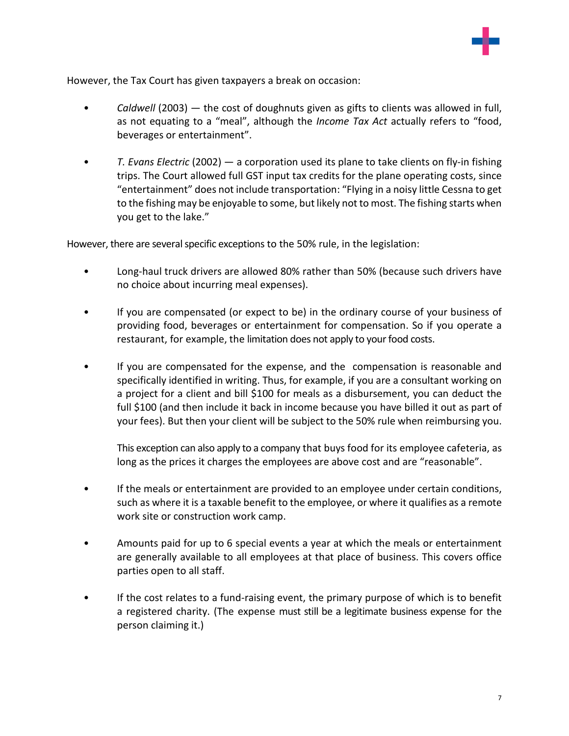However, the Tax Court has given taxpayers a break on occasion:

- *Caldwell* (2003) — the cost of doughnuts given as gifts to clients was allowed in full, as not equating to a "meal", although the *Income Tax Act* actually refers to "food, beverages or entertainment".

- *T. Evans Electric* (2002) — a corporation used its plane to take clients on fly-in fishing trips. The Court allowed full GST input tax credits for the plane operating costs, since "entertainment" does not include transportation: "Flying in a noisy little Cessna to get to the fishing may be enjoyable to some, but likely not to most. The fishing starts when you get to the lake."

However, there are several specific exceptions to the 50% rule, in the legislation:

- Long-haul truck drivers are allowed 80% rather than 50% (because such drivers have no choice about incurring meal expenses).

- If you are compensated (or expect to be) in the ordinary course of your business of providing food, beverages or entertainment for compensation. So if you operate a restaurant, for example, the limitation does not apply to your food costs.

- If you are compensated for the expense, and the compensation is reasonable and specifically identified in writing. Thus, for example, if you are a consultant working on a project for a client and bill $100 for meals as a disbursement, you can deduct the full $100 (and then include it back in income because you have billed it out as part of your fees). But then your client will be subject to the 50% rule when reimbursing you.

  This exception can also apply to a company that buys food for its employee cafeteria, as long as the prices it charges the employees are above cost and are "reasonable".

- If the meals or entertainment are provided to an employee under certain conditions, such as where it is a taxable benefit to the employee, or where it qualifies as a remote work site or construction work camp.

- Amounts paid for up to 6 special events a year at which the meals or entertainment are generally available to all employees at that place of business. This covers office parties open to all staff.

- If the cost relates to a fund-raising event, the primary purpose of which is to benefit a registered charity. (The expense must still be a legitimate business expense for the person claiming it.)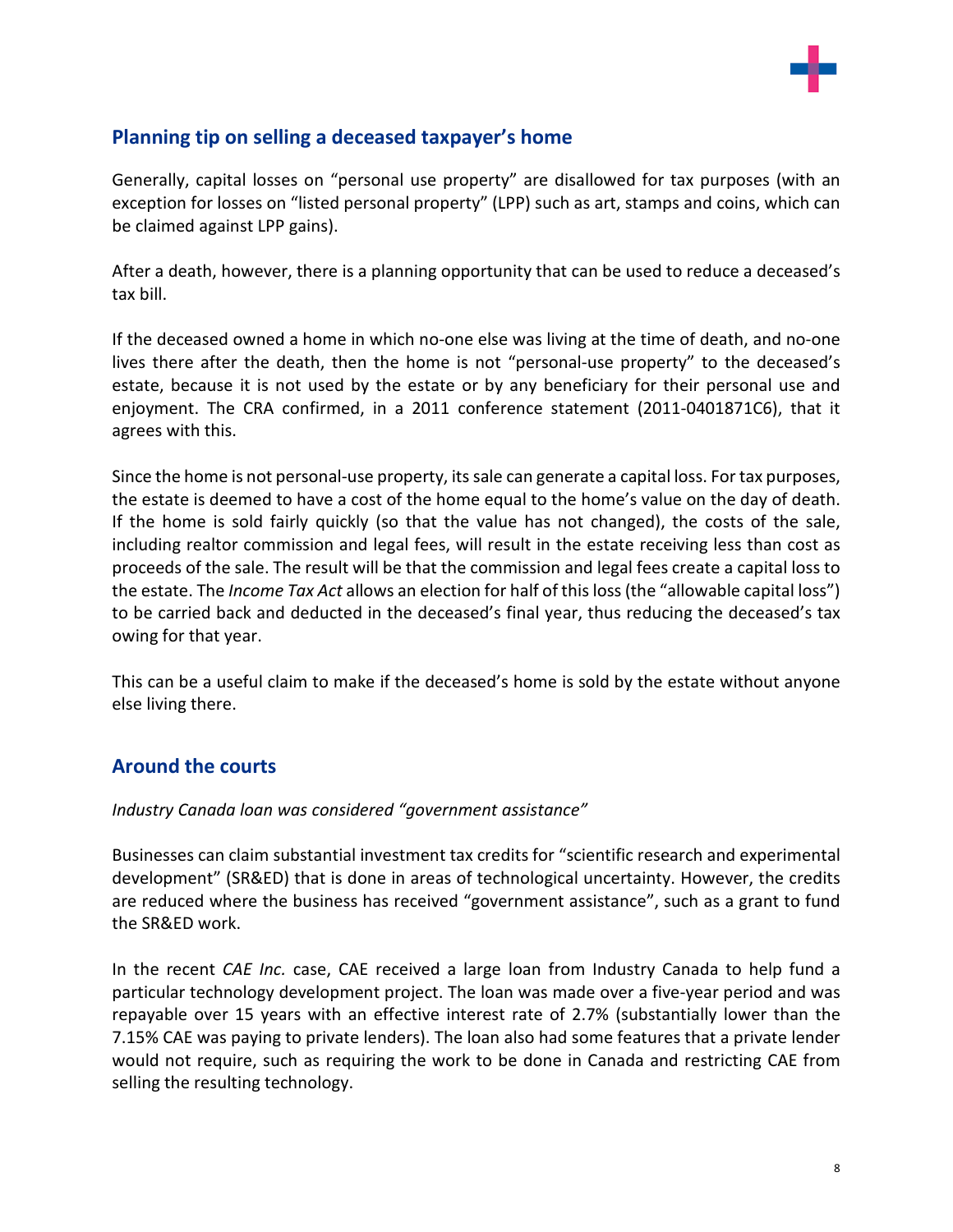## Planning tip on selling a deceased taxpayer's home

Generally, capital losses on "personal use property" are disallowed for tax purposes (with an exception for losses on "listed personal property" (LPP) such as art, stamps and coins, which can be claimed against LPP gains).

After a death, however, there is a planning opportunity that can be used to reduce a deceased's tax bill.

If the deceased owned a home in which no-one else was living at the time of death, and no-one lives there after the death, then the home is not "personal-use property" to the deceased's estate, because it is not used by the estate or by any beneficiary for their personal use and enjoyment. The CRA confirmed, in a 2011 conference statement (2011-0401871C6), that it agrees with this.

Since the home is not personal-use property, its sale can generate a capital loss. For tax purposes, the estate is deemed to have a cost of the home equal to the home's value on the day of death. If the home is sold fairly quickly (so that the value has not changed), the costs of the sale, including realtor commission and legal fees, will result in the estate receiving less than cost as proceeds of the sale. The result will be that the commission and legal fees create a capital loss to the estate. The *Income Tax Act* allows an election for half of this loss (the "allowable capital loss") to be carried back and deducted in the deceased's final year, thus reducing the deceased's tax owing for that year.

This can be a useful claim to make if the deceased's home is sold by the estate without anyone else living there.

## Around the courts

*Industry Canada loan was considered "government assistance"*

Businesses can claim substantial investment tax credits for "scientific research and experimental development" (SR&ED) that is done in areas of technological uncertainty. However, the credits are reduced where the business has received "government assistance", such as a grant to fund the SR&ED work.

In the recent *CAE Inc.* case, CAE received a large loan from Industry Canada to help fund a particular technology development project. The loan was made over a five-year period and was repayable over 15 years with an effective interest rate of 2.7% (substantially lower than the 7.15% CAE was paying to private lenders). The loan also had some features that a private lender would not require, such as requiring the work to be done in Canada and restricting CAE from selling the resulting technology.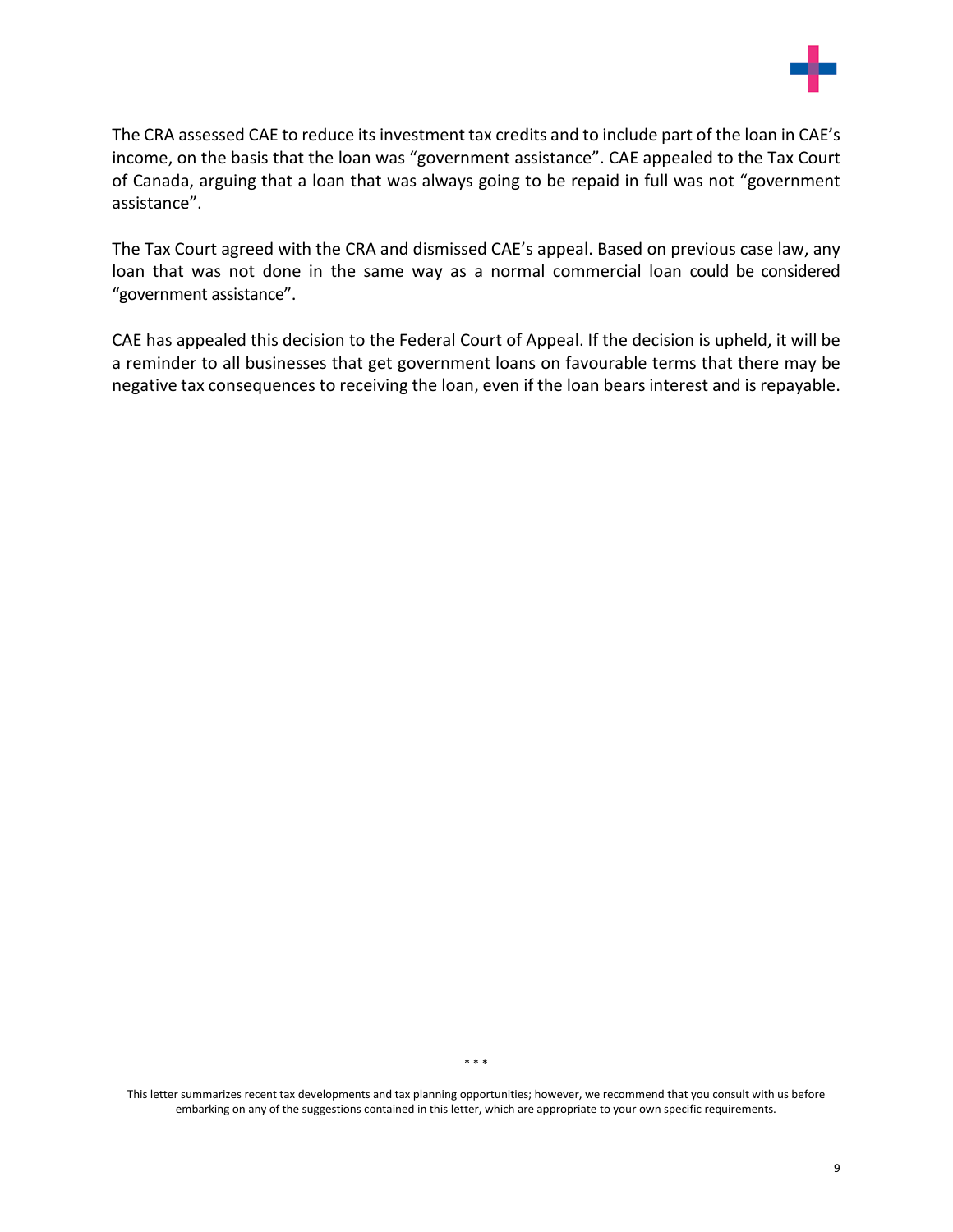The CRA assessed CAE to reduce its investment tax credits and to include part of the loan in CAE's income, on the basis that the loan was "government assistance". CAE appealed to the Tax Court of Canada, arguing that a loan that was always going to be repaid in full was not "government assistance".

The Tax Court agreed with the CRA and dismissed CAE's appeal. Based on previous case law, any loan that was not done in the same way as a normal commercial loan could be considered "government assistance".

CAE has appealed this decision to the Federal Court of Appeal. If the decision is upheld, it will be a reminder to all businesses that get government loans on favourable terms that there may be negative tax consequences to receiving the loan, even if the loan bears interest and is repayable.

\* \* \*

This letter summarizes recent tax developments and tax planning opportunities; however, we recommend that you consult with us before embarking on any of the suggestions contained in this letter, which are appropriate to your own specific requirements.